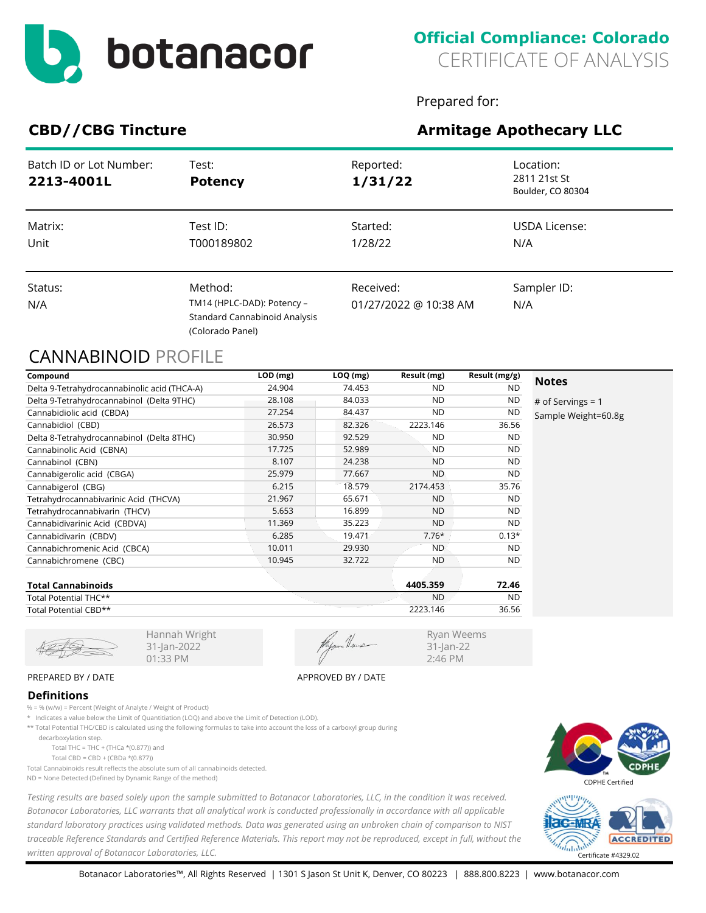botanacor

**Official Compliance: Colorado**
CERTIFICATE OF ANALYSIS

Prepared for:

## CBD//CBG Tincture

## Armitage Apothecary LLC

| Batch ID or Lot Number: | Test: | Reported: | Location: |
|---|---|---|---|
| **2213-4001L** | **Potency** | **1/31/22** | 2811 21st St Boulder, CO 80304 |
| Matrix: | Test ID: | Started: | USDA License: |
| Unit | T000189802 | 1/28/22 | N/A |
| Status: | Method: | Received: | Sampler ID: |
| N/A | TM14 (HPLC-DAD): Potency – Standard Cannabinoid Analysis (Colorado Panel) | 01/27/2022 @ 10:38 AM | N/A |

## CANNABINOID PROFILE

| Compound | LOD (mg) | LOQ (mg) | Result (mg) | Result (mg/g) |
|---|---|---|---|---|
| Delta 9-Tetrahydrocannabinolic acid (THCA-A) | 24.904 | 74.453 | ND | ND |
| Delta 9-Tetrahydrocannabinol (Delta 9THC) | 28.108 | 84.033 | ND | ND |
| Cannabidiolic acid (CBDA) | 27.254 | 84.437 | ND | ND |
| Cannabidiol (CBD) | 26.573 | 82.326 | 2223.146 | 36.56 |
| Delta 8-Tetrahydrocannabinol (Delta 8THC) | 30.950 | 92.529 | ND | ND |
| Cannabinolic Acid (CBNA) | 17.725 | 52.989 | ND | ND |
| Cannabinol (CBN) | 8.107 | 24.238 | ND | ND |
| Cannabigerolic acid (CBGA) | 25.979 | 77.667 | ND | ND |
| Cannabigerol (CBG) | 6.215 | 18.579 | 2174.453 | 35.76 |
| Tetrahydrocannabivarinic Acid (THCVA) | 21.967 | 65.671 | ND | ND |
| Tetrahydrocannabivarin (THCV) | 5.653 | 16.899 | ND | ND |
| Cannabidivarinic Acid (CBDVA) | 11.369 | 35.223 | ND | ND |
| Cannabidivarin (CBDV) | 6.285 | 19.471 | 7.76* | 0.13* |
| Cannabichromenic Acid (CBCA) | 10.011 | 29.930 | ND | ND |
| Cannabichromene (CBC) | 10.945 | 32.722 | ND | ND |
| **Total Cannabinoids** | | | **4405.359** | **72.46** |
| Total Potential THC** | | | ND | ND |
| Total Potential CBD** | | | 2223.146 | 36.56 |

**Notes**

# of Servings = 1
Sample Weight=60.8g

Hannah Wright
31-Jan-2022
01:33 PM

PREPARED BY / DATE

Ryan Weems
31-Jan-22
2:46 PM

APPROVED BY / DATE

### Definitions

% = % (w/w) = Percent (Weight of Analyte / Weight of Product)

* Indicates a value below the Limit of Quantitiation (LOQ) and above the Limit of Detection (LOD).

** Total Potential THC/CBD is calculated using the following formulas to take into account the loss of a carboxyl group during decarboxylation step.

Total THC = THC + (THCa *(0.877)) and

Total CBD = CBD + (CBDa *(0.877))

Total Cannabinoids result reflects the absolute sum of all cannabinoids detected.

ND = None Detected (Defined by Dynamic Range of the method)

*Testing results are based solely upon the sample submitted to Botanacor Laboratories, LLC, in the condition it was received. Botanacor Laboratories, LLC warrants that all analytical work is conducted professionally in accordance with all applicable standard laboratory practices using validated methods. Data was generated using an unbroken chain of comparison to NIST traceable Reference Standards and Certified Reference Materials. This report may not be reproduced, except in full, without the written approval of Botanacor Laboratories, LLC.*

CDPHE Certified

Certificate #4329.02

Botanacor Laboratories™, All Rights Reserved | 1301 S Jason St Unit K, Denver, CO 80223 | 888.800.8223 | www.botanacor.com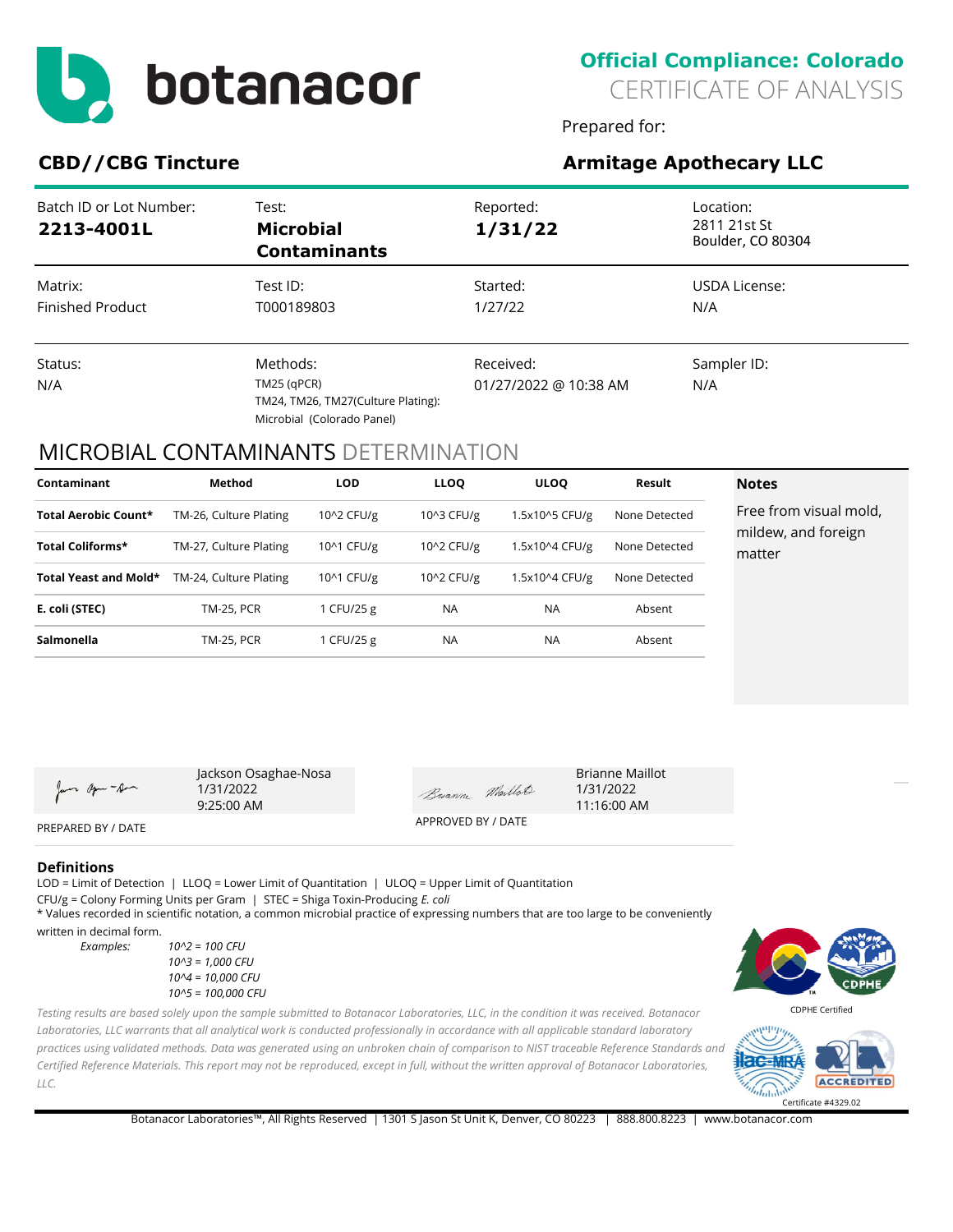**Official Compliance: Colorado**
CERTIFICATE OF ANALYSIS

Prepared for:

## CBD//CBG Tincture

## Armitage Apothecary LLC

| Batch ID or Lot Number: | Test: | Reported: | Location: |
|---|---|---|---|
| **2213-4001L** | **Microbial Contaminants** | **1/31/22** | 2811 21st St Boulder, CO 80304 |
| Matrix: | Test ID: | Started: | USDA License: |
| Finished Product | T000189803 | 1/27/22 | N/A |
| Status: | Methods: | Received: | Sampler ID: |
| N/A | TM25 (qPCR) TM24, TM26, TM27(Culture Plating): Microbial (Colorado Panel) | 01/27/2022 @ 10:38 AM | N/A |

## MICROBIAL CONTAMINANTS DETERMINATION

| Contaminant | Method | LOD | LLOQ | ULOQ | Result |
|---|---|---|---|---|---|
| **Total Aerobic Count*** | TM-26, Culture Plating | 10^2 CFU/g | 10^3 CFU/g | 1.5x10^5 CFU/g | None Detected |
| **Total Coliforms*** | TM-27, Culture Plating | 10^1 CFU/g | 10^2 CFU/g | 1.5x10^4 CFU/g | None Detected |
| **Total Yeast and Mold*** | TM-24, Culture Plating | 10^1 CFU/g | 10^2 CFU/g | 1.5x10^4 CFU/g | None Detected |
| **E. coli (STEC)** | TM-25, PCR | 1 CFU/25 g | NA | NA | Absent |
| **Salmonella** | TM-25, PCR | 1 CFU/25 g | NA | NA | Absent |

**Notes**

Free from visual mold, mildew, and foreign matter

Jackson Osaghae-Nosa
1/31/2022
9:25:00 AM

PREPARED BY / DATE

Brianne Maillot
1/31/2022
11:16:00 AM

APPROVED BY / DATE

### Definitions

LOD = Limit of Detection | LLOQ = Lower Limit of Quantitation | ULOQ = Upper Limit of Quantitation

CFU/g = Colony Forming Units per Gram | STEC = Shiga Toxin-Producing *E. coli*

* Values recorded in scientific notation, a common microbial practice of expressing numbers that are too large to be conveniently written in decimal form.

*Examples:*
*10^2 = 100 CFU*
*10^3 = 1,000 CFU*
*10^4 = 10,000 CFU*
*10^5 = 100,000 CFU*

*Testing results are based solely upon the sample submitted to Botanacor Laboratories, LLC, in the condition it was received. Botanacor Laboratories, LLC warrants that all analytical work is conducted professionally in accordance with all applicable standard laboratory practices using validated methods. Data was generated using an unbroken chain of comparison to NIST traceable Reference Standards and Certified Reference Materials. This report may not be reproduced, except in full, without the written approval of Botanacor Laboratories, LLC.*

CDPHE Certified

Certificate #4329.02

Botanacor Laboratories™, All Rights Reserved | 1301 S Jason St Unit K, Denver, CO 80223 | 888.800.8223 | www.botanacor.com